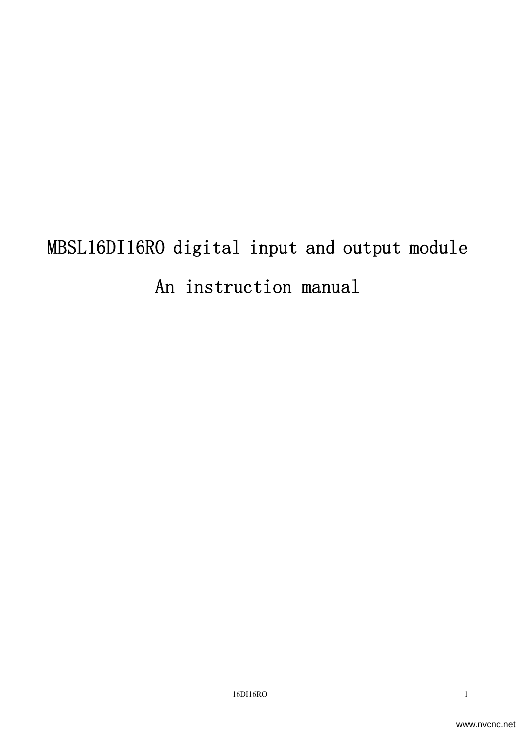# MBSL16DI16RO digital input and output module

# An instruction manual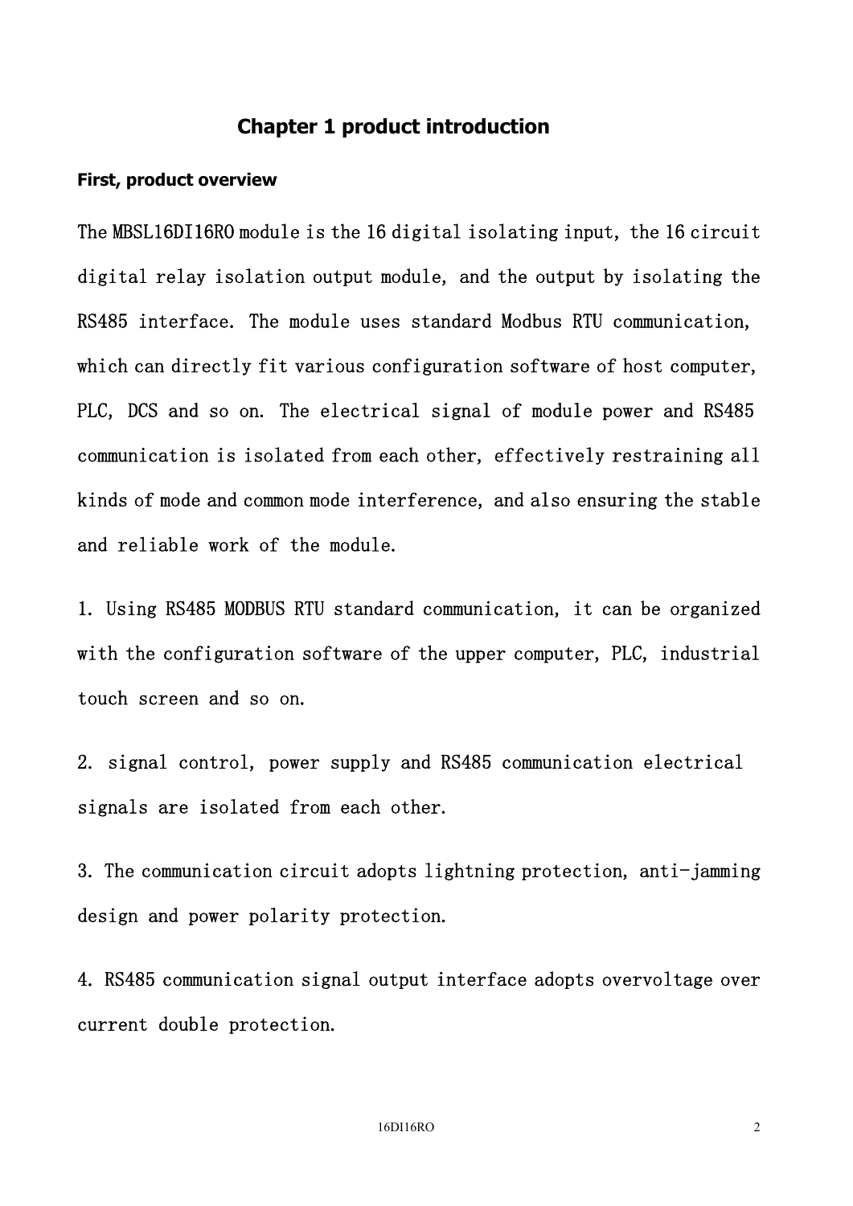# Chapter 1 product introduction

## First, product overview

The MBSL16DI16RO module is the 16 digital isolating input, the 16 circuit digital relay isolation output module, and the output by isolating the RS485 interface. The module uses standard Modbus RTU communication, which can directly fit various configuration software of host computer, PLC, DCS and so on. The electrical signal of module power and RS485 communication is isolated from each other, effectively restraining all kinds of mode and common mode interference, and also ensuring the stable and reliable work of the module.

1. Using RS485 MODBUS RTU standard communication, it can be organized with the configuration software of the upper computer, PLC, industrial touch screen and so on.

2. signal control, power supply and RS485 communication electrical signals are isolated from each other.

3. The communication circuit adopts lightning protection, anti-jamming design and power polarity protection.

4. RS485 communication signal output interface adopts overvoltage over current double protection.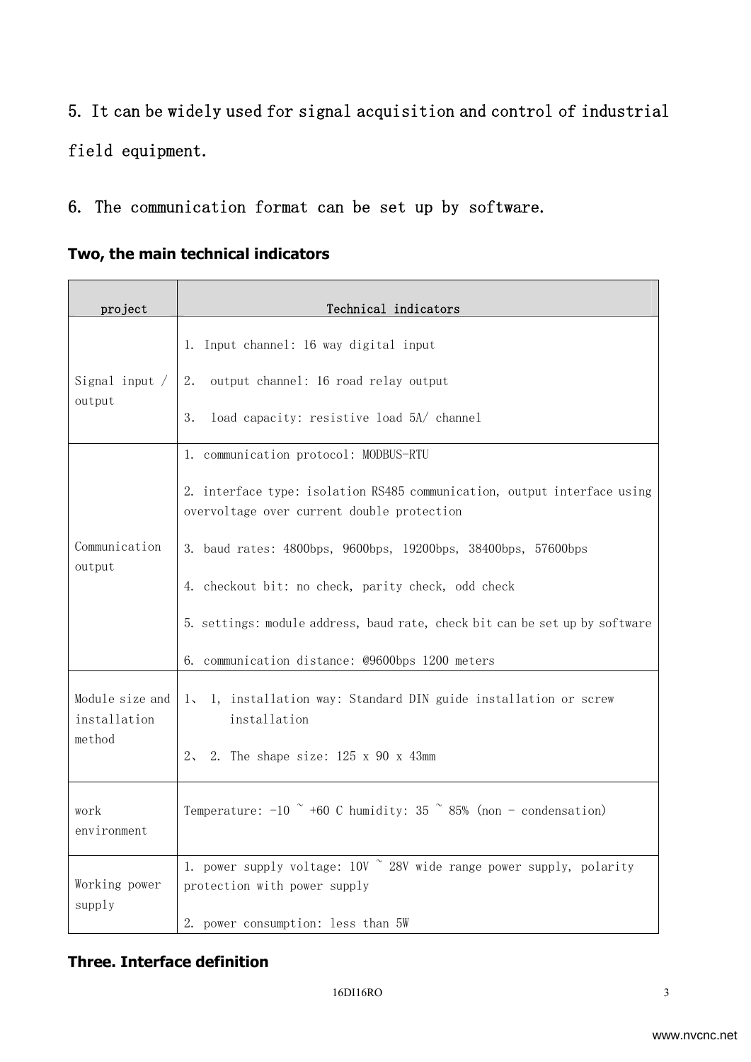5. It can be widely used for signal acquisition and control of industrial field equipment.

6. The communication format can be set up by software.

## Two, the main technical indicators

| project | Technical indicators |
| --- | --- |
| Signal input / output | 1. Input channel: 16 way digital input<br><br>2. output channel: 16 road relay output<br><br>3. load capacity: resistive load 5A/ channel |
| Communication output | 1. communication protocol: MODBUS-RTU<br><br>2. interface type: isolation RS485 communication, output interface using overvoltage over current double protection<br><br>3. baud rates: 4800bps, 9600bps, 19200bps, 38400bps, 57600bps<br><br>4. checkout bit: no check, parity check, odd check<br><br>5. settings: module address, baud rate, check bit can be set up by software<br><br>6. communication distance: @9600bps 1200 meters |
| Module size and installation method | 1、 1, installation way: Standard DIN guide installation or screw installation<br><br>2、 2. The shape size: 125 x 90 x 43mm |
| work environment | Temperature: -10 ~ +60 C humidity: 35 ~ 85% (non - condensation) |
| Working power supply | 1. power supply voltage: 10V ~ 28V wide range power supply, polarity protection with power supply<br><br>2. power consumption: less than 5W |

## Three. Interface definition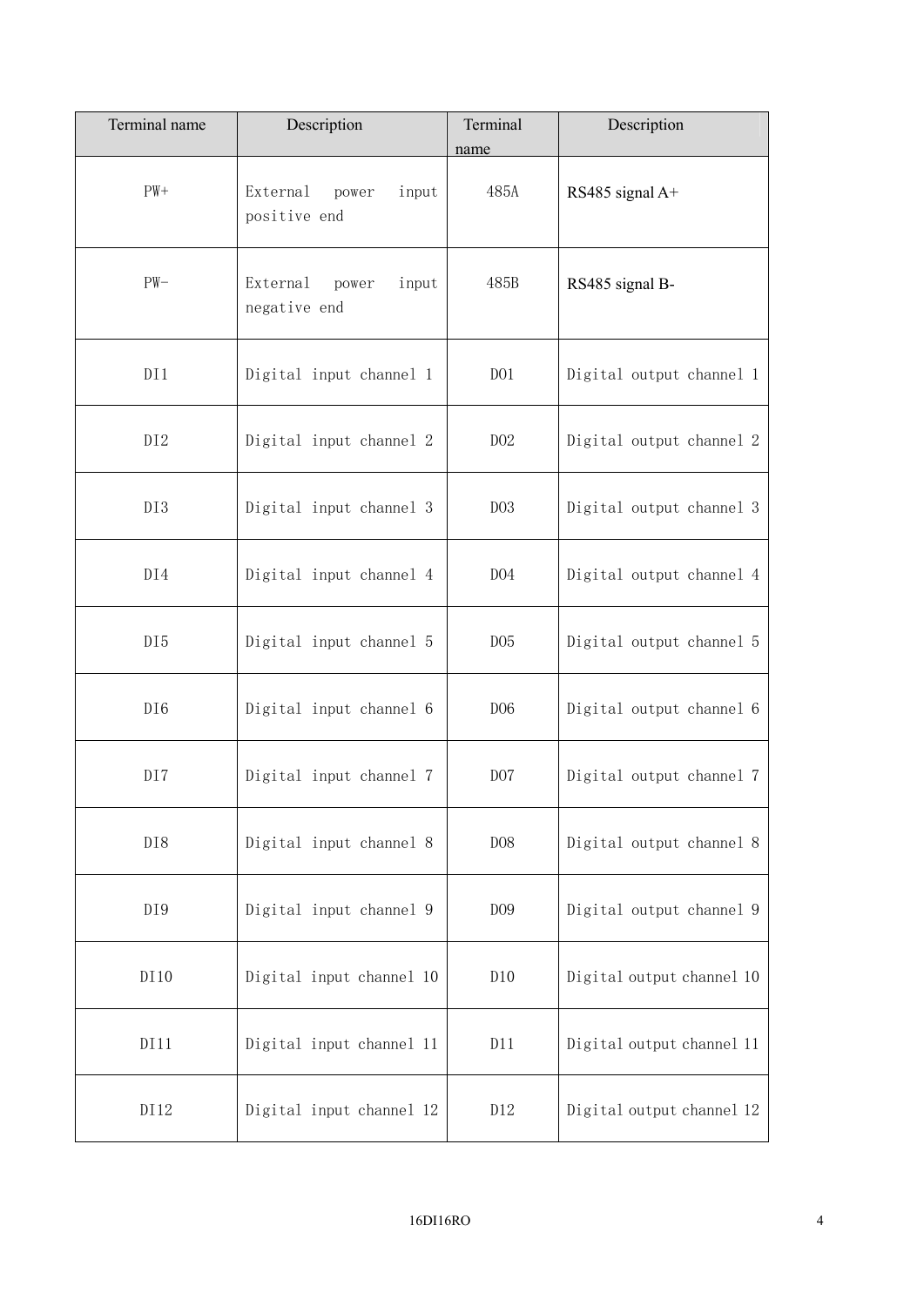| Terminal name | Description | Terminal name | Description |
|---|---|---|---|
| PW+ | External power input positive end | 485A | RS485 signal A+ |
| PW- | External power input negative end | 485B | RS485 signal B- |
| DI1 | Digital input channel 1 | DO1 | Digital output channel 1 |
| DI2 | Digital input channel 2 | DO2 | Digital output channel 2 |
| DI3 | Digital input channel 3 | DO3 | Digital output channel 3 |
| DI4 | Digital input channel 4 | DO4 | Digital output channel 4 |
| DI5 | Digital input channel 5 | DO5 | Digital output channel 5 |
| DI6 | Digital input channel 6 | DO6 | Digital output channel 6 |
| DI7 | Digital input channel 7 | DO7 | Digital output channel 7 |
| DI8 | Digital input channel 8 | DO8 | Digital output channel 8 |
| DI9 | Digital input channel 9 | DO9 | Digital output channel 9 |
| DI10 | Digital input channel 10 | D10 | Digital output channel 10 |
| DI11 | Digital input channel 11 | D11 | Digital output channel 11 |
| DI12 | Digital input channel 12 | D12 | Digital output channel 12 |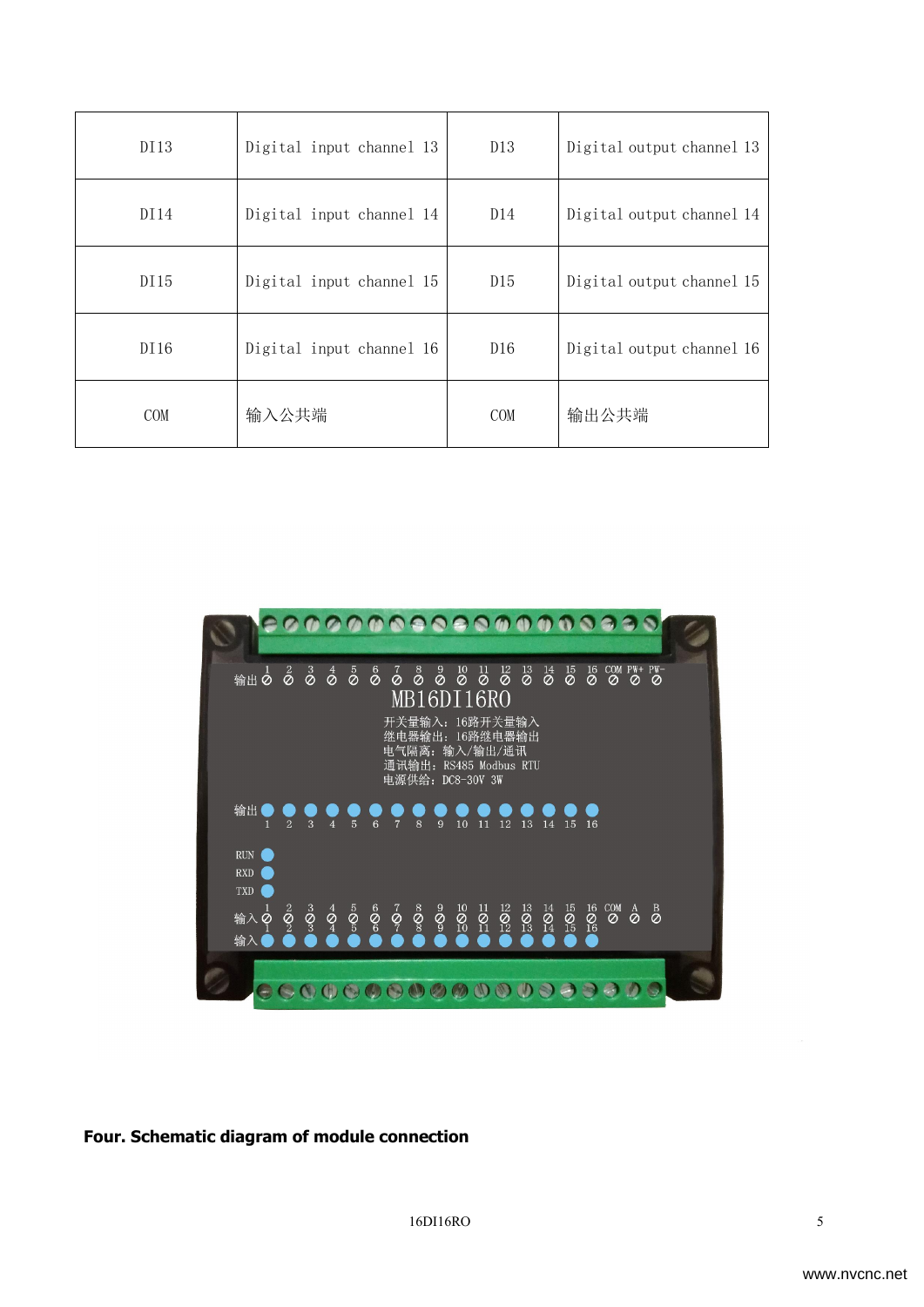| DI13 | Digital input channel 13 | D13 | Digital output channel 13 |
|---|---|---|---|
| DI14 | Digital input channel 14 | D14 | Digital output channel 14 |
| DI15 | Digital input channel 15 | D15 | Digital output channel 15 |
| DI16 | Digital input channel 16 | D16 | Digital output channel 16 |
| COM | 输入公共端 | COM | 输出公共端 |

**Four. Schematic diagram of module connection**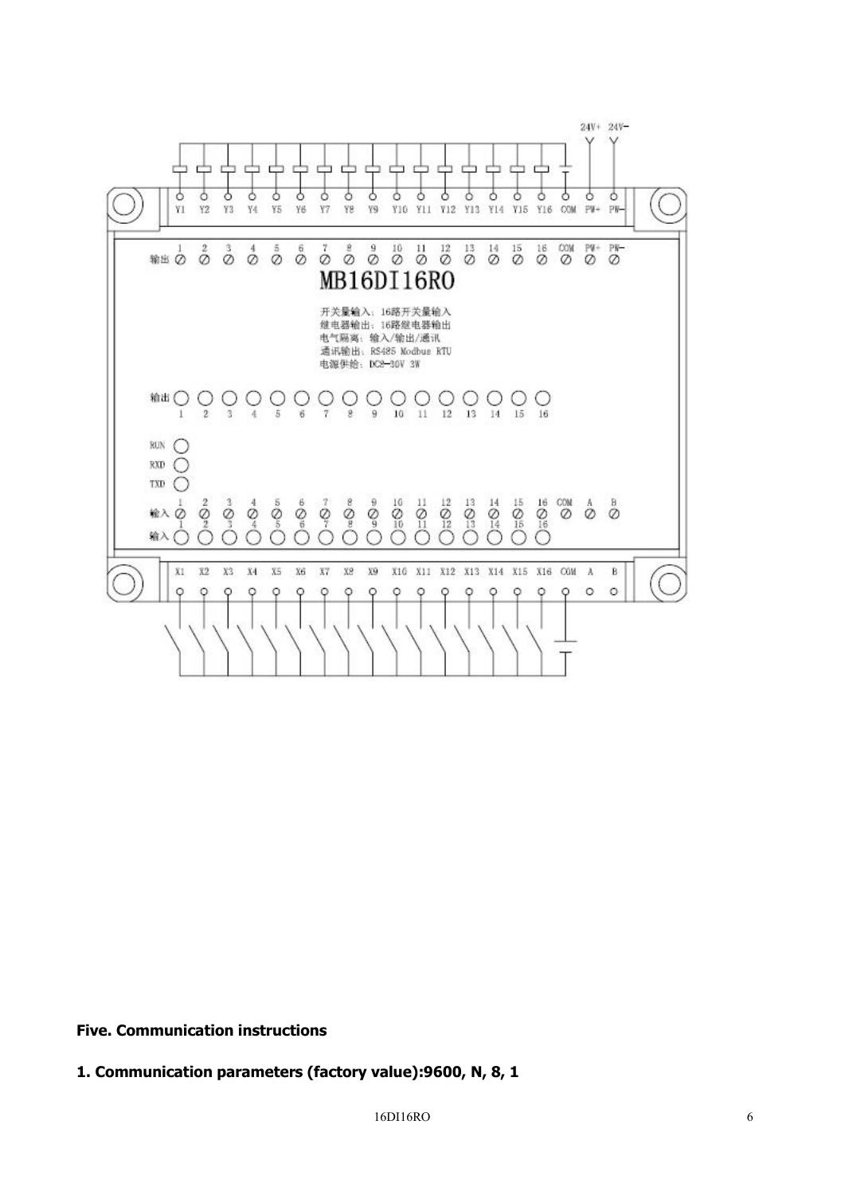## Five. Communication instructions

### 1. Communication parameters (factory value):9600, N, 8, 1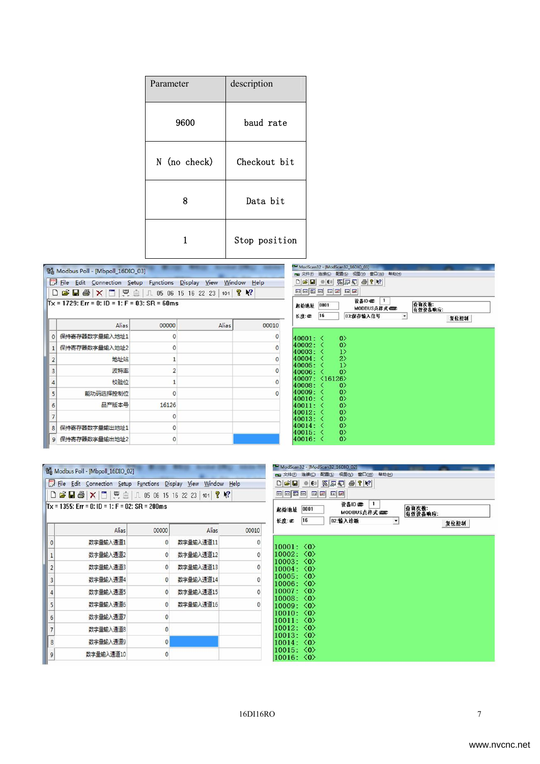| Parameter | description |
| --- | --- |
| 9600 | baud rate |
| N (no check) | Checkout bit |
| 8 | Data bit |
| 1 | Stop position |

Modbus Poll - [Mbpoll_16DIO_03]

Tx = 1729: Err = 0: ID = 1: F = 03: SR = 60ms

| | Alias | 00000 | Alias | 00010 |
| --- | --- | --- | --- | --- |
| 0 | 保持寄存器数字量输入地址1 | 0 | | 0 |
| 1 | 保持寄存器数字量输入地址2 | 0 | | 0 |
| 2 | 地址站 | 1 | | 0 |
| 3 | 波特率 | 2 | | 0 |
| 4 | 校验位 | 1 | | 0 |
| 5 | 能功码选择控制位 | 0 | | 0 |
| 6 | 品产版本号 | 16126 | | |
| 7 | | 0 | | |
| 8 | 保持寄存器数字量输出地址1 | 0 | | |
| 9 | 保持寄存器数字量输出地址2 | 0 | | |

ModScan32 - [ModScan32_16DIO_03]

起始地址 0001　设备ID 1　MODBUS点样式 03:保持输入信号　长度 16

```
40001: <     0>
40002: <     0>
40003: <     1>
40004: <     2>
40005: <     1>
40006: <     0>
40007: <16126>
40008: <     0>
40009: <     0>
40010: <     0>
40011: <     0>
40012: <     0>
40013: <     0>
40014: <     0>
40015: <     0>
40016: <     0>
```

Modbus Poll - [Mbpoll_16DIO_02]

Tx = 1355: Err = 0: ID = 1: F = 02: SR = 200ms

| | Alias | 00000 | Alias | 00010 |
| --- | --- | --- | --- | --- |
| 0 | 数字量输入通道1 | 0 | 数字量输入通道11 | 0 |
| 1 | 数字量输入通道2 | 0 | 数字量输入通道12 | 0 |
| 2 | 数字量输入通道3 | 0 | 数字量输入通道13 | 0 |
| 3 | 数字量输入通道4 | 0 | 数字量输入通道14 | 0 |
| 4 | 数字量输入通道5 | 0 | 数字量输入通道15 | 0 |
| 5 | 数字量输入通道6 | 0 | 数字量输入通道16 | 0 |
| 6 | 数字量输入通道7 | 0 | | |
| 7 | 数字量输入通道8 | 0 | | |
| 8 | 数字量输入通道9 | 0 | | |
| 9 | 数字量输入通道10 | 0 | | |

ModScan32 - [ModScan32_16DIO_02]

起始地址 0001　设备ID 1　MODBUS点样式 02:输入诊断　长度 16

```
10001: <0>
10002: <0>
10003: <0>
10004: <0>
10005: <0>
10006: <0>
10007: <0>
10008: <0>
10009: <0>
10010: <0>
10011: <0>
10012: <0>
10013: <0>
10014: <0>
10015: <0>
10016: <0>
```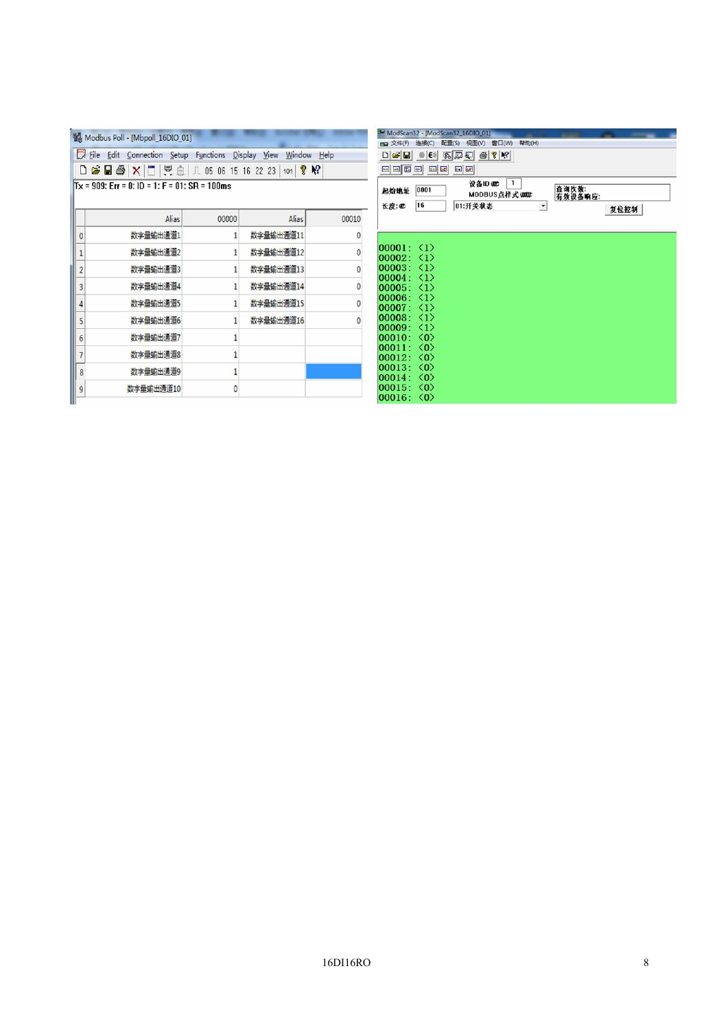Modbus Poll - [Mbpoll_16DIO_01]

File Edit Connection Setup Functions Display View Window Help

Tx = 909: Err = 0: ID = 1: F = 01: SR = 100ms

| | Alias | 00000 | Alias | 00010 |
|---|---|---|---|---|
| 0 | 数字量输出通道1 | 1 | 数字量输出通道11 | 0 |
| 1 | 数字量输出通道2 | 1 | 数字量输出通道12 | 0 |
| 2 | 数字量输出通道3 | 1 | 数字量输出通道13 | 0 |
| 3 | 数字量输出通道4 | 1 | 数字量输出通道14 | 0 |
| 4 | 数字量输出通道5 | 1 | 数字量输出通道15 | 0 |
| 5 | 数字量输出通道6 | 1 | 数字量输出通道16 | 0 |
| 6 | 数字量输出通道7 | 1 | | |
| 7 | 数字量输出通道8 | 1 | | |
| 8 | 数字量输出通道9 | 1 | | |
| 9 | 数字量输出通道10 | 0 | | |

ModScan32 - [ModScan32_16DIO_01]

文件(F) 连接(C) 配置(S) 视图(V) 窗口(W) 帮助(H)

起始地址 0001　设备ID 1　查询次数:
长度: 16　MODBUS点样式 01:开关状态　有效设备响应:
复位控制

```
00001: <1>
00002: <1>
00003: <1>
00004: <1>
00005: <1>
00006: <1>
00007: <1>
00008: <1>
00009: <1>
00010: <0>
00011: <0>
00012: <0>
00013: <0>
00014: <0>
00015: <0>
00016: <0>
```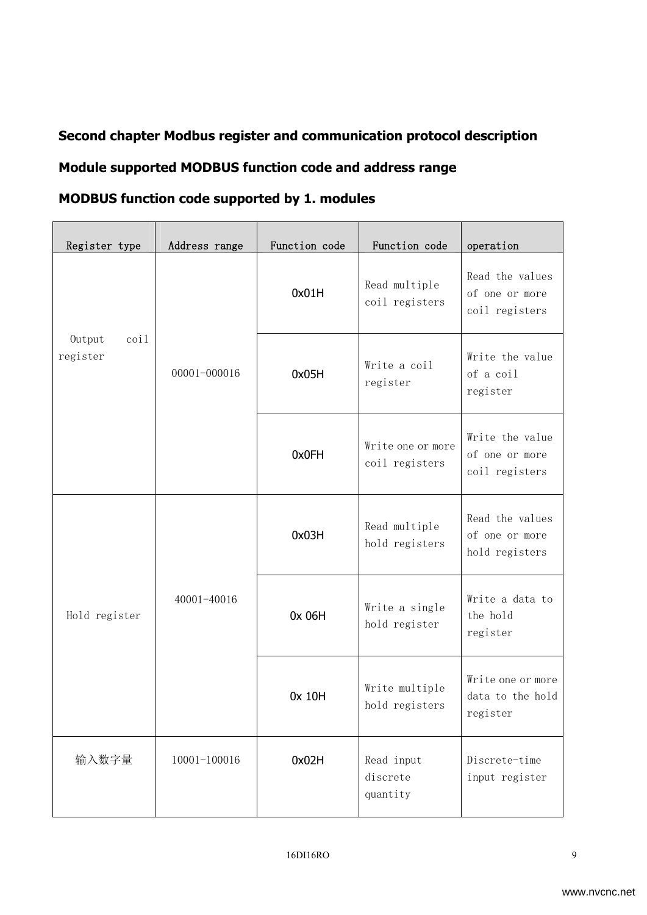## Second chapter Modbus register and communication protocol description

### Module supported MODBUS function code and address range

### MODBUS function code supported by 1. modules

| Register type | Address range | Function code | Function code | operation |
|---|---|---|---|---|
| Output coil register | 00001-000016 | 0x01H | Read multiple coil registers | Read the values of one or more coil registers |
| | | 0x05H | Write a coil register | Write the value of a coil register |
| | | 0x0FH | Write one or more coil registers | Write the value of one or more coil registers |
| Hold register | 40001-40016 | 0x03H | Read multiple hold registers | Read the values of one or more hold registers |
| | | 0x 06H | Write a single hold register | Write a data to the hold register |
| | | 0x 10H | Write multiple hold registers | Write one or more data to the hold register |
| 输入数字量 | 10001-100016 | 0x02H | Read input discrete quantity | Discrete-time input register |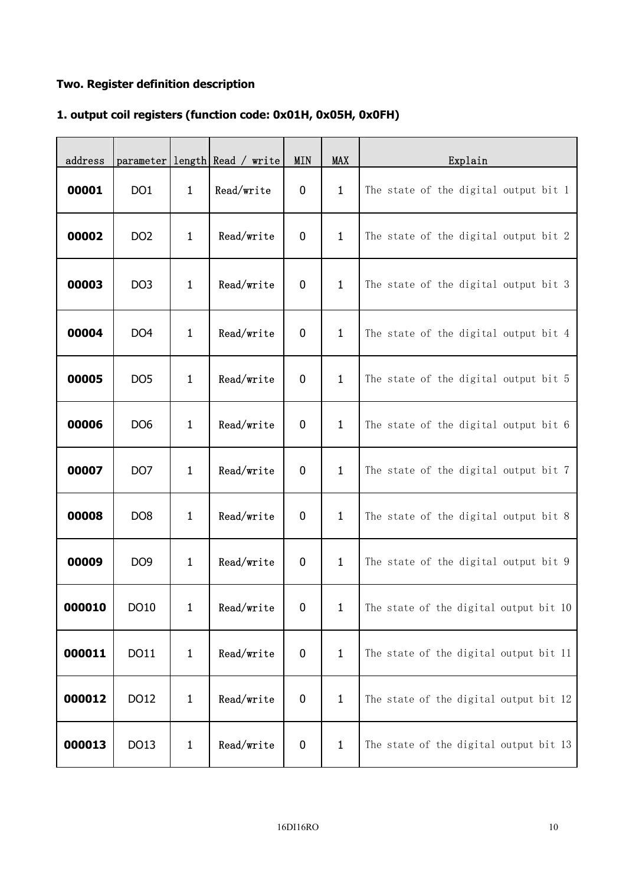## Two. Register definition description

### 1. output coil registers (function code: 0x01H, 0x05H, 0x0FH)

| address | parameter | length | Read / write | MIN | MAX | Explain |
|---|---|---|---|---|---|---|
| **00001** | DO1 | 1 | Read/write | 0 | 1 | The state of the digital output bit 1 |
| **00002** | DO2 | 1 | Read/write | 0 | 1 | The state of the digital output bit 2 |
| **00003** | DO3 | 1 | Read/write | 0 | 1 | The state of the digital output bit 3 |
| **00004** | DO4 | 1 | Read/write | 0 | 1 | The state of the digital output bit 4 |
| **00005** | DO5 | 1 | Read/write | 0 | 1 | The state of the digital output bit 5 |
| **00006** | DO6 | 1 | Read/write | 0 | 1 | The state of the digital output bit 6 |
| **00007** | DO7 | 1 | Read/write | 0 | 1 | The state of the digital output bit 7 |
| **00008** | DO8 | 1 | Read/write | 0 | 1 | The state of the digital output bit 8 |
| **00009** | DO9 | 1 | Read/write | 0 | 1 | The state of the digital output bit 9 |
| **000010** | DO10 | 1 | Read/write | 0 | 1 | The state of the digital output bit 10 |
| **000011** | DO11 | 1 | Read/write | 0 | 1 | The state of the digital output bit 11 |
| **000012** | DO12 | 1 | Read/write | 0 | 1 | The state of the digital output bit 12 |
| **000013** | DO13 | 1 | Read/write | 0 | 1 | The state of the digital output bit 13 |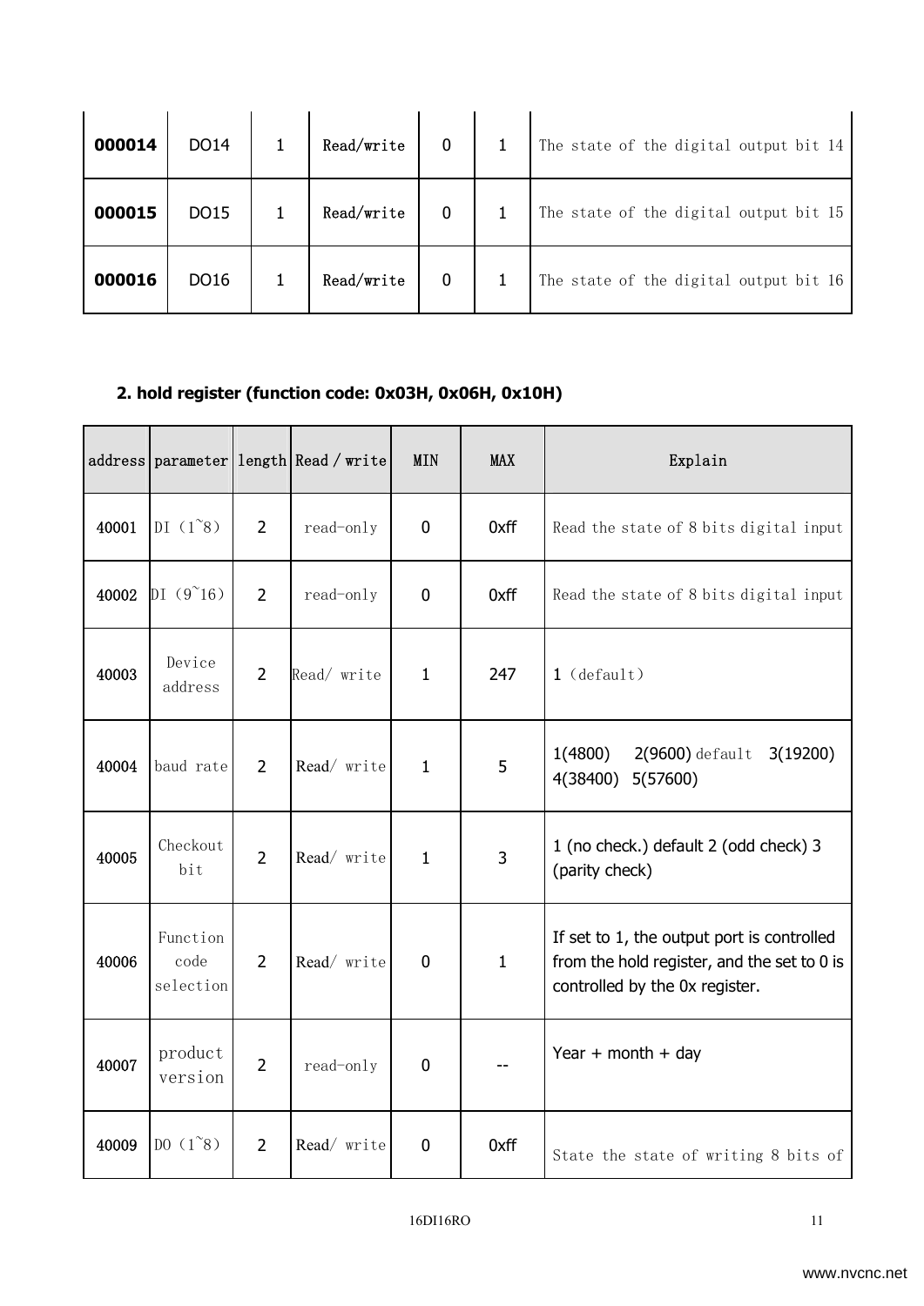| | | | | | | |
|---|---|---|---|---|---|---|
| **000014** | DO14 | 1 | Read/write | 0 | 1 | The state of the digital output bit 14 |
| **000015** | DO15 | 1 | Read/write | 0 | 1 | The state of the digital output bit 15 |
| **000016** | DO16 | 1 | Read/write | 0 | 1 | The state of the digital output bit 16 |

**2. hold register (function code: 0x03H, 0x06H, 0x10H)**

| address | parameter | length | Read / write | MIN | MAX | Explain |
|---|---|---|---|---|---|---|
| 40001 | DI（1~8） | 2 | read-only | 0 | 0xff | Read the state of 8 bits digital input |
| 40002 | DI（9~16） | 2 | read-only | 0 | 0xff | Read the state of 8 bits digital input |
| 40003 | Device address | 2 | Read/ write | 1 | 247 | 1（default） |
| 40004 | baud rate | 2 | Read/ write | 1 | 5 | 1(4800) 2(9600) default 3(19200) 4(38400) 5(57600) |
| 40005 | Checkout bit | 2 | Read/ write | 1 | 3 | 1 (no check.) default 2 (odd check) 3 (parity check) |
| 40006 | Function code selection | 2 | Read/ write | 0 | 1 | If set to 1, the output port is controlled from the hold register, and the set to 0 is controlled by the 0x register. |
| 40007 | product version | 2 | read-only | 0 | -- | Year + month + day |
| 40009 | DO（1~8） | 2 | Read/ write | 0 | 0xff | State the state of writing 8 bits of |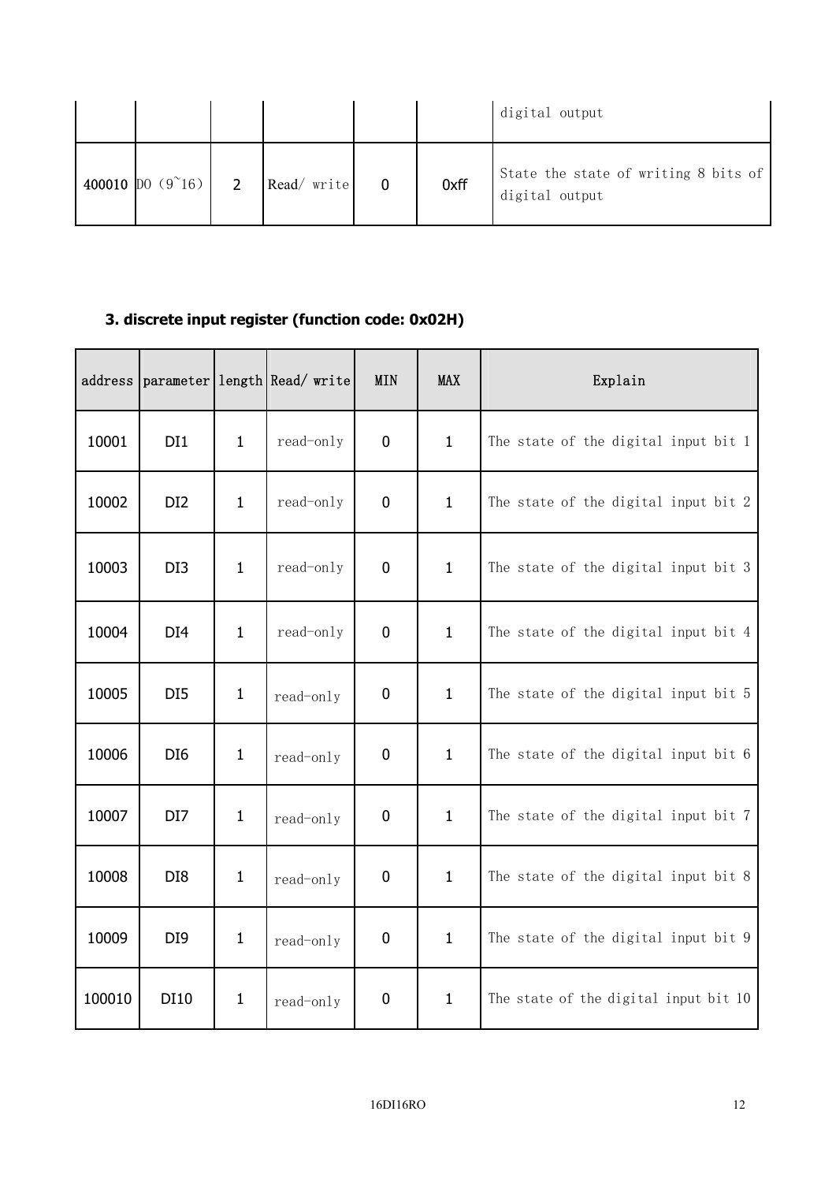| | | | | | | digital output |
|---|---|---|---|---|---|---|
| 400010 | DO（9~16） | 2 | Read/ write | 0 | 0xff | State the state of writing 8 bits of digital output |

### 3. discrete input register (function code: 0x02H)

| address | parameter | length | Read/ write | MIN | MAX | Explain |
|---|---|---|---|---|---|---|
| 10001 | DI1 | 1 | read-only | 0 | 1 | The state of the digital input bit 1 |
| 10002 | DI2 | 1 | read-only | 0 | 1 | The state of the digital input bit 2 |
| 10003 | DI3 | 1 | read-only | 0 | 1 | The state of the digital input bit 3 |
| 10004 | DI4 | 1 | read-only | 0 | 1 | The state of the digital input bit 4 |
| 10005 | DI5 | 1 | read-only | 0 | 1 | The state of the digital input bit 5 |
| 10006 | DI6 | 1 | read-only | 0 | 1 | The state of the digital input bit 6 |
| 10007 | DI7 | 1 | read-only | 0 | 1 | The state of the digital input bit 7 |
| 10008 | DI8 | 1 | read-only | 0 | 1 | The state of the digital input bit 8 |
| 10009 | DI9 | 1 | read-only | 0 | 1 | The state of the digital input bit 9 |
| 100010 | DI10 | 1 | read-only | 0 | 1 | The state of the digital input bit 10 |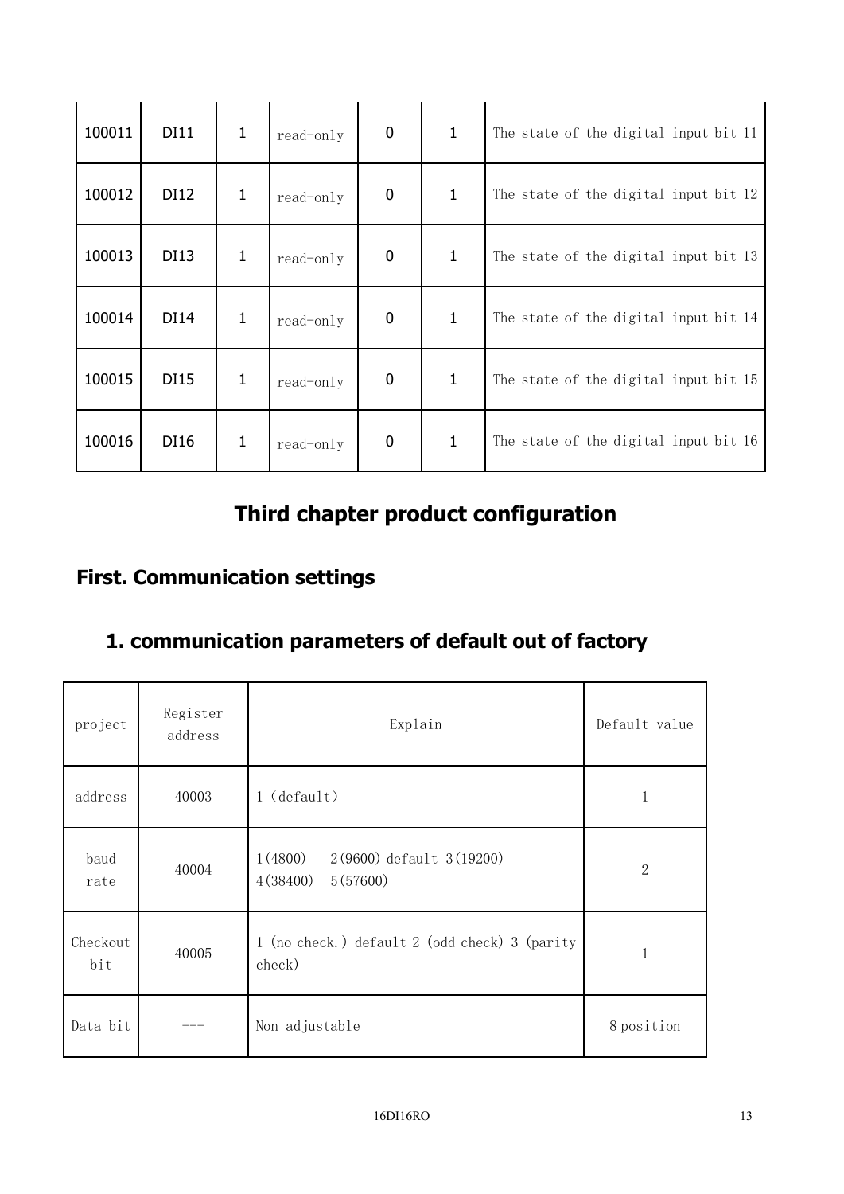| 100011 | DI11 | 1 | read-only | 0 | 1 | The state of the digital input bit 11 |
|---|---|---|---|---|---|---|
| 100012 | DI12 | 1 | read-only | 0 | 1 | The state of the digital input bit 12 |
| 100013 | DI13 | 1 | read-only | 0 | 1 | The state of the digital input bit 13 |
| 100014 | DI14 | 1 | read-only | 0 | 1 | The state of the digital input bit 14 |
| 100015 | DI15 | 1 | read-only | 0 | 1 | The state of the digital input bit 15 |
| 100016 | DI16 | 1 | read-only | 0 | 1 | The state of the digital input bit 16 |

# Third chapter product configuration

## First. Communication settings

### 1. communication parameters of default out of factory

| project | Register address | Explain | Default value |
|---|---|---|---|
| address | 40003 | 1 (default) | 1 |
| baud rate | 40004 | 1(4800)　2(9600) default 3(19200) 4(38400)　5(57600) | 2 |
| Checkout bit | 40005 | 1 (no check.) default 2 (odd check) 3 (parity check) | 1 |
| Data bit | --- | Non adjustable | 8 position |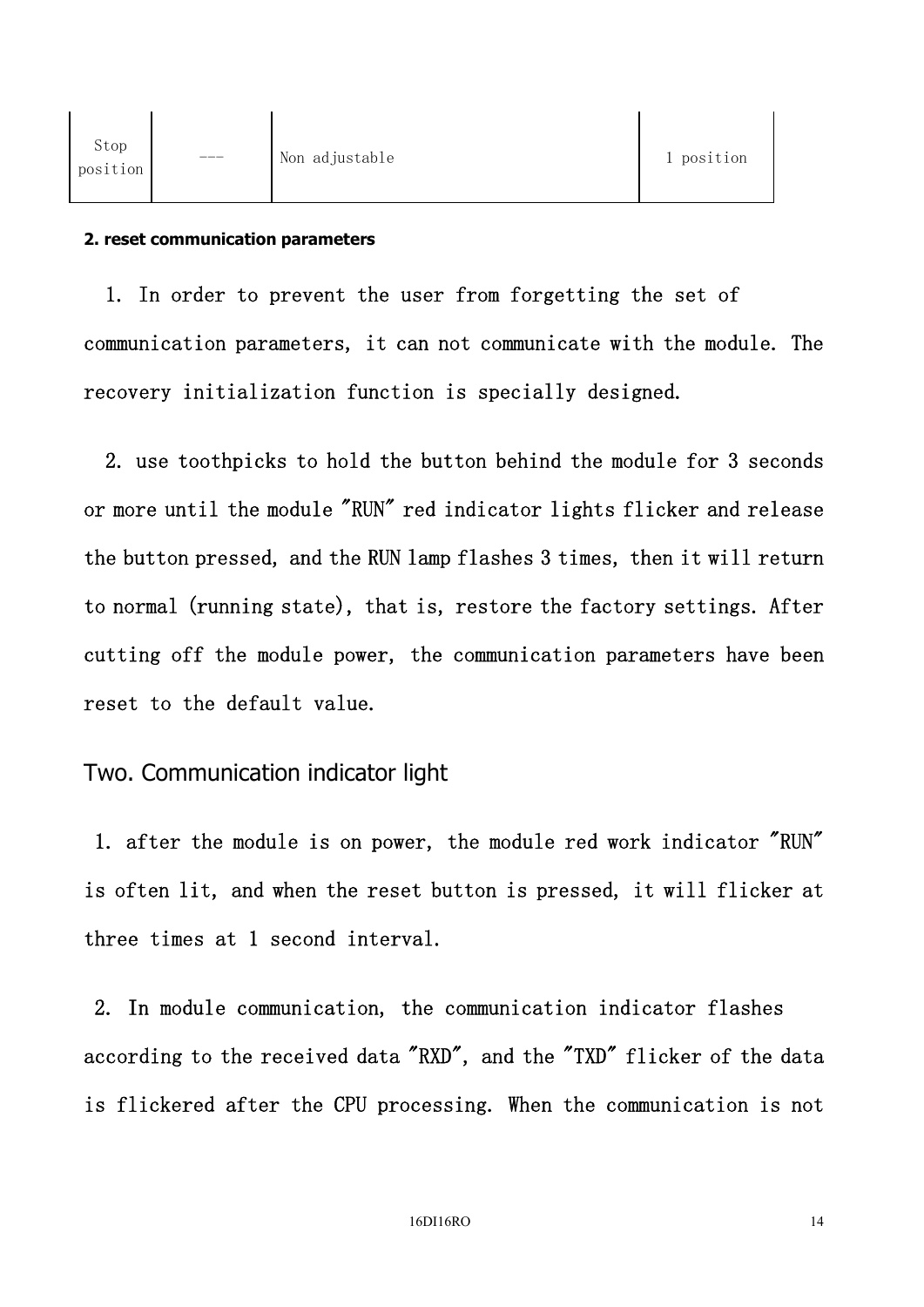| Stop position | --- | Non adjustable | 1 position |
|---|---|---|---|

**2. reset communication parameters**

1. In order to prevent the user from forgetting the set of communication parameters, it can not communicate with the module. The recovery initialization function is specially designed.

2. use toothpicks to hold the button behind the module for 3 seconds or more until the module "RUN" red indicator lights flicker and release the button pressed, and the RUN lamp flashes 3 times, then it will return to normal (running state), that is, restore the factory settings. After cutting off the module power, the communication parameters have been reset to the default value.

## Two. Communication indicator light

1. after the module is on power, the module red work indicator "RUN" is often lit, and when the reset button is pressed, it will flicker at three times at 1 second interval.

2. In module communication, the communication indicator flashes according to the received data "RXD", and the "TXD" flicker of the data is flickered after the CPU processing. When the communication is not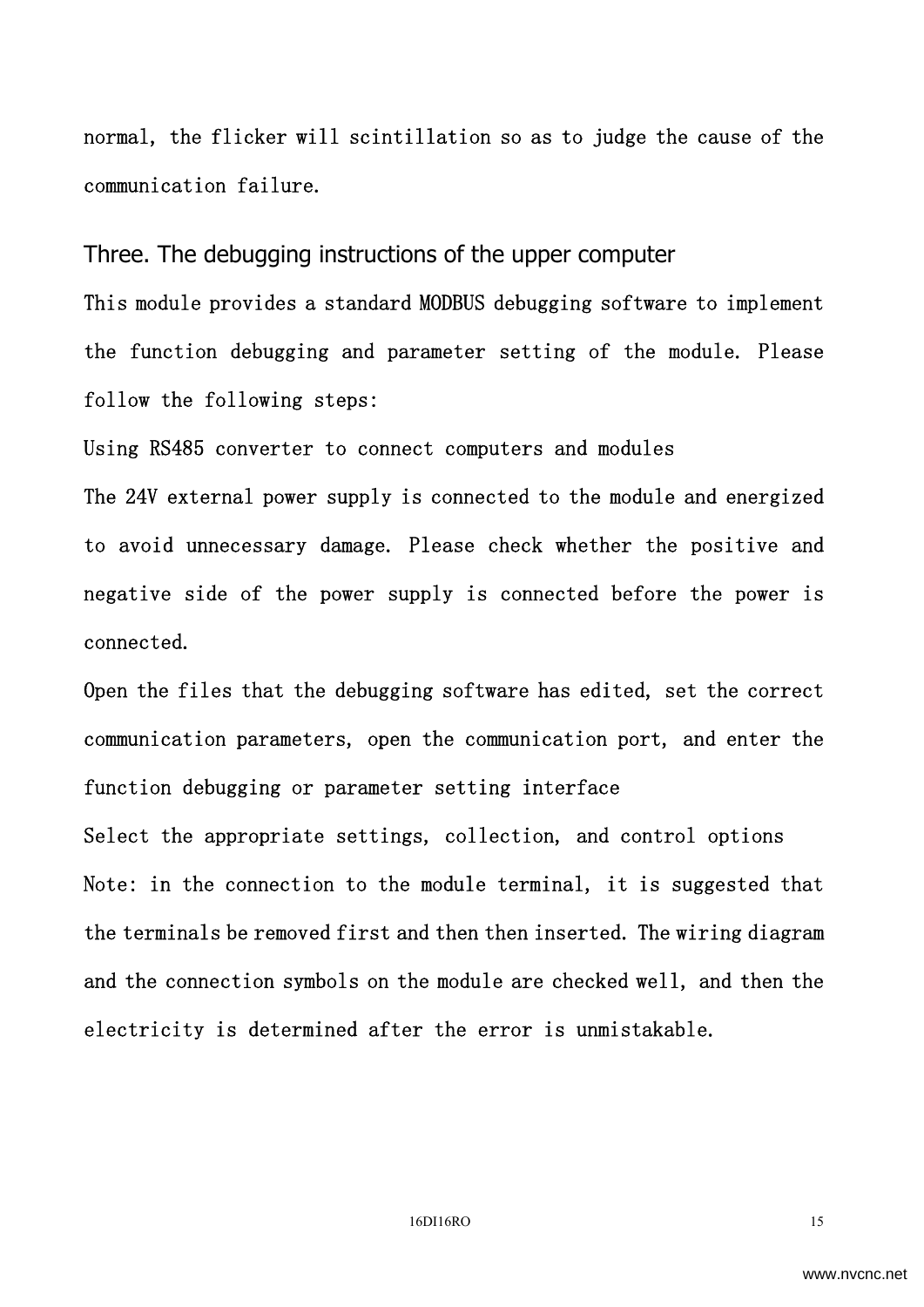normal, the flicker will scintillation so as to judge the cause of the communication failure.

## Three. The debugging instructions of the upper computer

This module provides a standard MODBUS debugging software to implement the function debugging and parameter setting of the module. Please follow the following steps:

Using RS485 converter to connect computers and modules

The 24V external power supply is connected to the module and energized to avoid unnecessary damage. Please check whether the positive and negative side of the power supply is connected before the power is connected.

Open the files that the debugging software has edited, set the correct communication parameters, open the communication port, and enter the function debugging or parameter setting interface

Select the appropriate settings, collection, and control options

Note: in the connection to the module terminal, it is suggested that the terminals be removed first and then then inserted. The wiring diagram and the connection symbols on the module are checked well, and then the electricity is determined after the error is unmistakable.